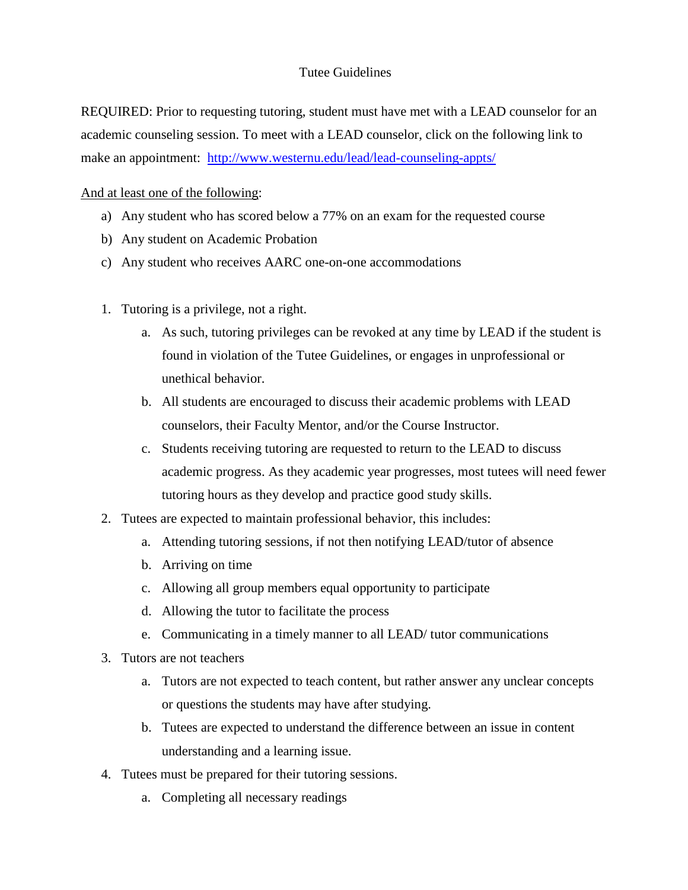# Tutee Guidelines

REQUIRED: Prior to requesting tutoring, student must have met with a LEAD counselor for an academic counseling session. To meet with a LEAD counselor, click on the following link to make an appointment: [http://www.westernu.edu/lead/lead-counseling-appts/](http://www.westernu.edu/lead/lead-counseling-appts/)

<u>And at least one of the following</u>:

a) Any student who has scored below a 77% on an exam for the requested course
b) Any student on Academic Probation
c) Any student who receives AARC one-on-one accommodations

1. Tutoring is a privilege, not a right.
    a. As such, tutoring privileges can be revoked at any time by LEAD if the student is found in violation of the Tutee Guidelines, or engages in unprofessional or unethical behavior.
    b. All students are encouraged to discuss their academic problems with LEAD counselors, their Faculty Mentor, and/or the Course Instructor.
    c. Students receiving tutoring are requested to return to the LEAD to discuss academic progress. As they academic year progresses, most tutees will need fewer tutoring hours as they develop and practice good study skills.
2. Tutees are expected to maintain professional behavior, this includes:
    a. Attending tutoring sessions, if not then notifying LEAD/tutor of absence
    b. Arriving on time
    c. Allowing all group members equal opportunity to participate
    d. Allowing the tutor to facilitate the process
    e. Communicating in a timely manner to all LEAD/ tutor communications
3. Tutors are not teachers
    a. Tutors are not expected to teach content, but rather answer any unclear concepts or questions the students may have after studying.
    b. Tutees are expected to understand the difference between an issue in content understanding and a learning issue.
4. Tutees must be prepared for their tutoring sessions.
    a. Completing all necessary readings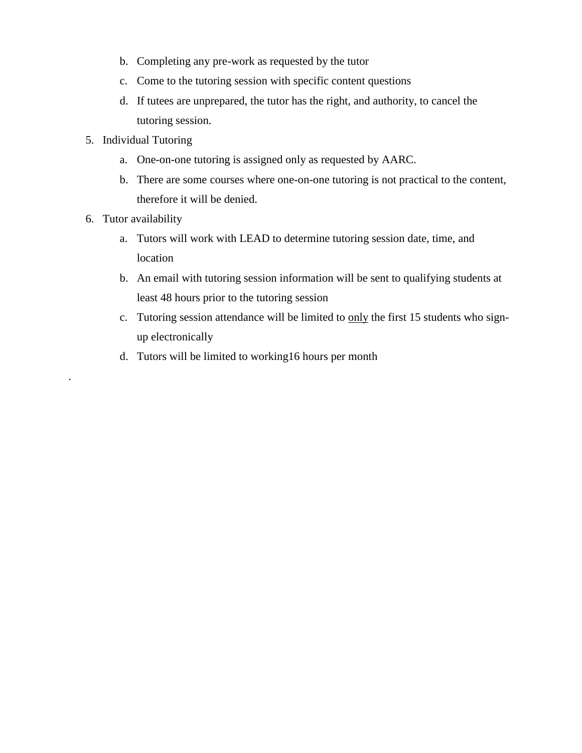b. Completing any pre-work as requested by the tutor
   c. Come to the tutoring session with specific content questions
   d. If tutees are unprepared, the tutor has the right, and authority, to cancel the tutoring session.

5. Individual Tutoring
   a. One-on-one tutoring is assigned only as requested by AARC.
   b. There are some courses where one-on-one tutoring is not practical to the content, therefore it will be denied.

6. Tutor availability
   a. Tutors will work with LEAD to determine tutoring session date, time, and location
   b. An email with tutoring session information will be sent to qualifying students at least 48 hours prior to the tutoring session
   c. Tutoring session attendance will be limited to <u>only</u> the first 15 students who sign-up electronically
   d. Tutors will be limited to working16 hours per month

.